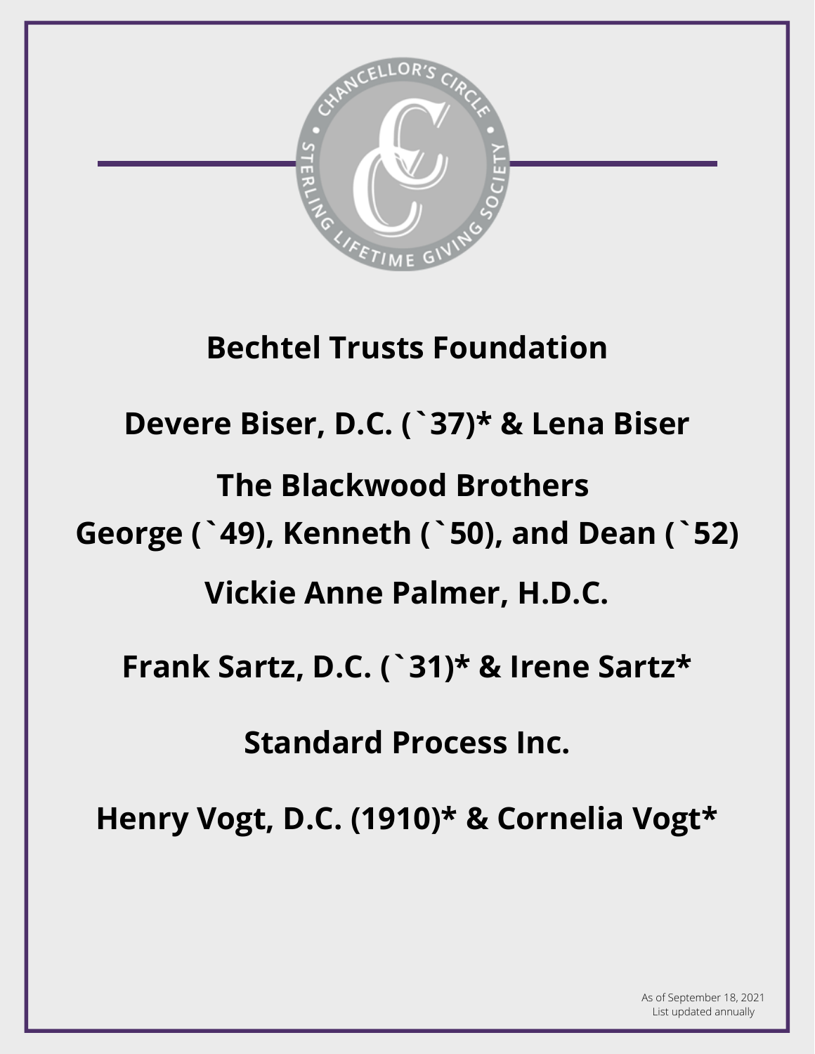CHANCELLOR'S CIRCLE
STERLING LIFETIME GIVING SOCIETY

**Bechtel Trusts Foundation**

**Devere Biser, D.C. (`37)* & Lena Biser**

**The Blackwood Brothers**
**George (`49), Kenneth (`50), and Dean (`52)**

**Vickie Anne Palmer, H.D.C.**

**Frank Sartz, D.C. (`31)* & Irene Sartz***

**Standard Process Inc.**

**Henry Vogt, D.C. (1910)* & Cornelia Vogt***

As of September 18, 2021
List updated annually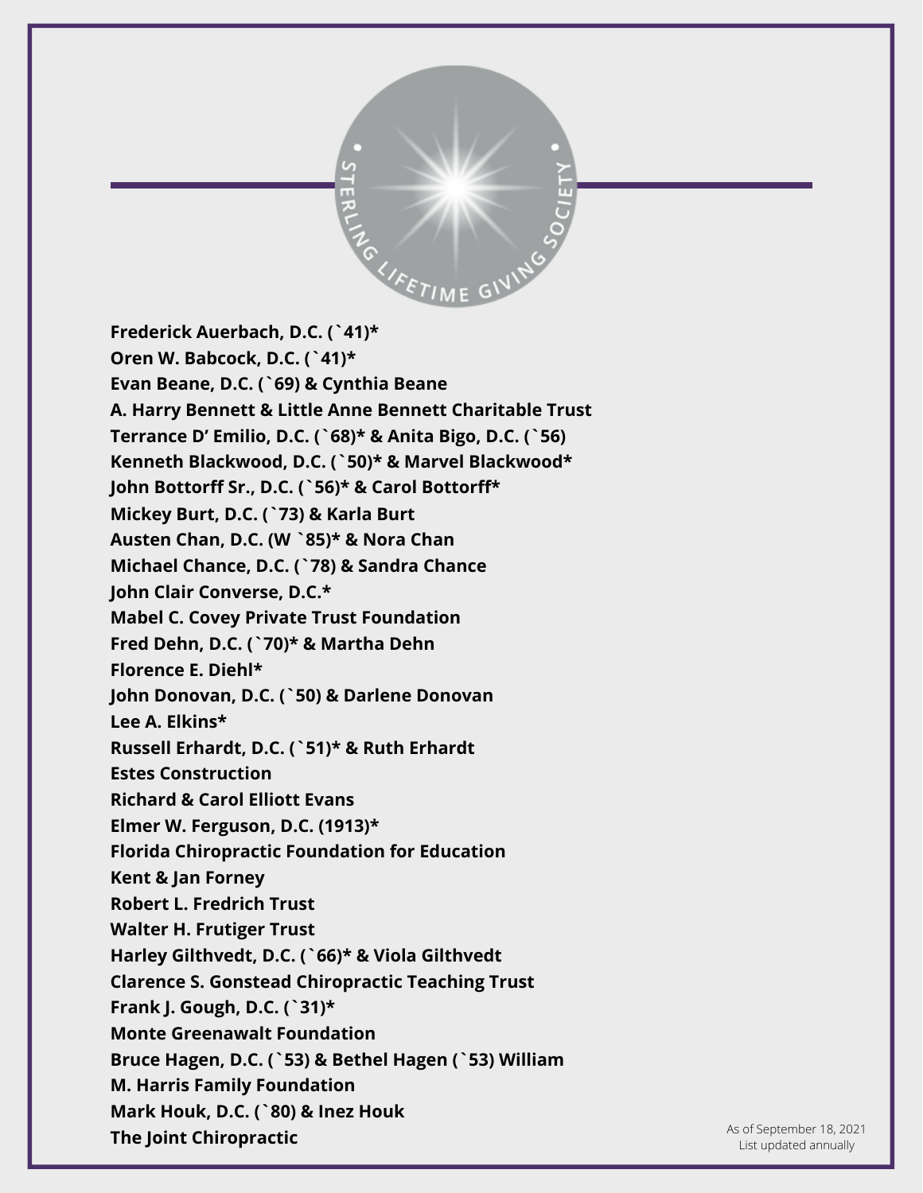STERLING LIFETIME GIVING SOCIETY

**Frederick Auerbach, D.C. (`41)***
**Oren W. Babcock, D.C. (`41)***
**Evan Beane, D.C. (`69) & Cynthia Beane**
**A. Harry Bennett & Little Anne Bennett Charitable Trust**
**Terrance D' Emilio, D.C. (`68)* & Anita Bigo, D.C. (`56)**
**Kenneth Blackwood, D.C. (`50)* & Marvel Blackwood***
**John Bottorff Sr., D.C. (`56)* & Carol Bottorff***
**Mickey Burt, D.C. (`73) & Karla Burt**
**Austen Chan, D.C. (W `85)* & Nora Chan**
**Michael Chance, D.C. (`78) & Sandra Chance**
**John Clair Converse, D.C.***
**Mabel C. Covey Private Trust Foundation**
**Fred Dehn, D.C. (`70)* & Martha Dehn**
**Florence E. Diehl***
**John Donovan, D.C. (`50) & Darlene Donovan**
**Lee A. Elkins***
**Russell Erhardt, D.C. (`51)* & Ruth Erhardt**
**Estes Construction**
**Richard & Carol Elliott Evans**
**Elmer W. Ferguson, D.C. (1913)***
**Florida Chiropractic Foundation for Education**
**Kent & Jan Forney**
**Robert L. Fredrich Trust**
**Walter H. Frutiger Trust**
**Harley Gilthvedt, D.C. (`66)* & Viola Gilthvedt**
**Clarence S. Gonstead Chiropractic Teaching Trust**
**Frank J. Gough, D.C. (`31)***
**Monte Greenawalt Foundation**
**Bruce Hagen, D.C. (`53) & Bethel Hagen (`53) William**
**M. Harris Family Foundation**
**Mark Houk, D.C. (`80) & Inez Houk**
**The Joint Chiropractic**

As of September 18, 2021
List updated annually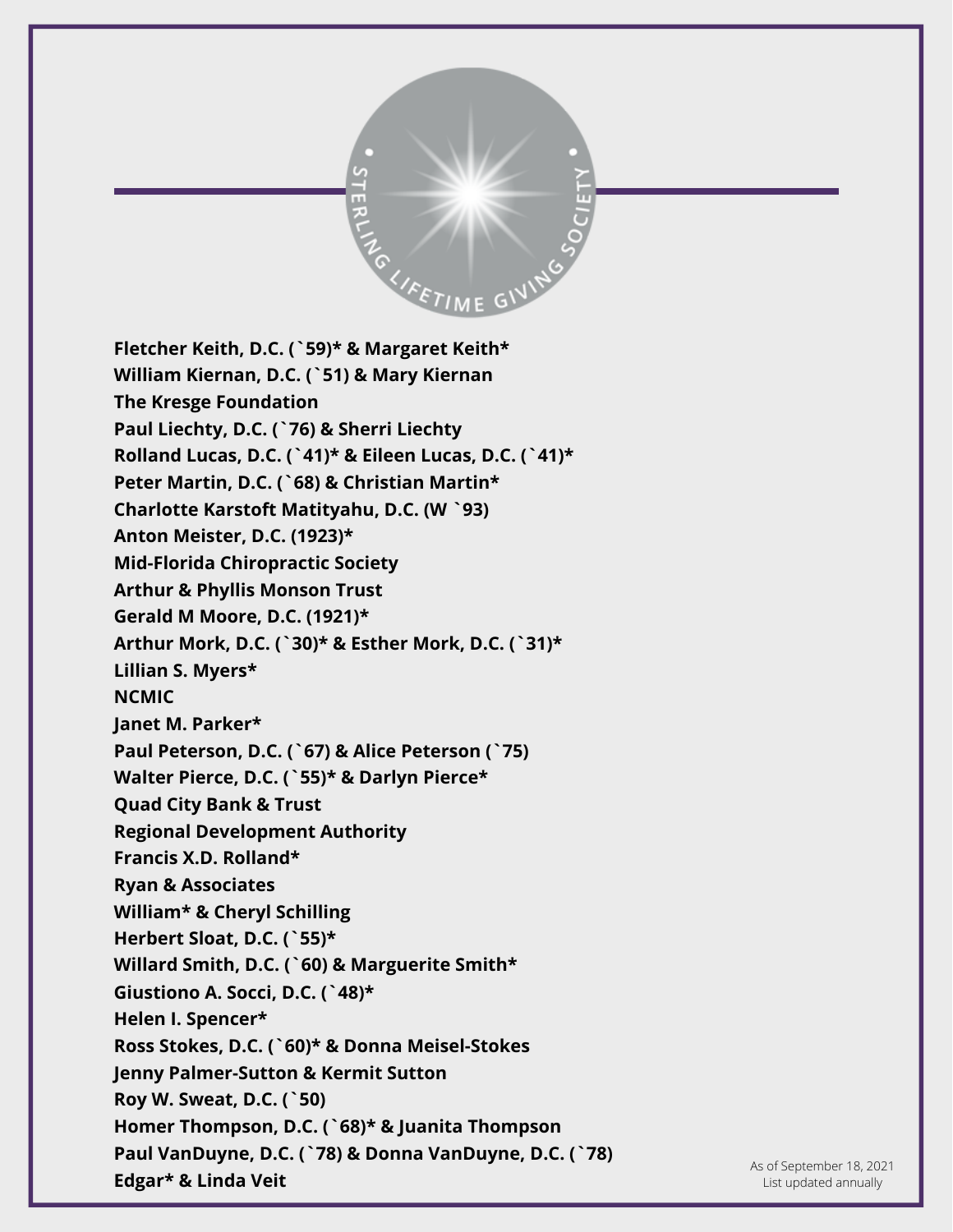STERLING LIFETIME GIVING SOCIETY

**Fletcher Keith, D.C. (`59)* & Margaret Keith***
**William Kiernan, D.C. (`51) & Mary Kiernan**
**The Kresge Foundation**
**Paul Liechty, D.C. (`76) & Sherri Liechty**
**Rolland Lucas, D.C. (`41)* & Eileen Lucas, D.C. (`41)***
**Peter Martin, D.C. (`68) & Christian Martin***
**Charlotte Karstoft Matityahu, D.C. (W `93)**
**Anton Meister, D.C. (1923)***
**Mid-Florida Chiropractic Society**
**Arthur & Phyllis Monson Trust**
**Gerald M Moore, D.C. (1921)***
**Arthur Mork, D.C. (`30)* & Esther Mork, D.C. (`31)***
**Lillian S. Myers***
**NCMIC**
**Janet M. Parker***
**Paul Peterson, D.C. (`67) & Alice Peterson (`75)**
**Walter Pierce, D.C. (`55)* & Darlyn Pierce***
**Quad City Bank & Trust**
**Regional Development Authority**
**Francis X.D. Rolland***
**Ryan & Associates**
**William* & Cheryl Schilling**
**Herbert Sloat, D.C. (`55)***
**Willard Smith, D.C. (`60) & Marguerite Smith***
**Giustiono A. Socci, D.C. (`48)***
**Helen I. Spencer***
**Ross Stokes, D.C. (`60)* & Donna Meisel-Stokes**
**Jenny Palmer-Sutton & Kermit Sutton**
**Roy W. Sweat, D.C. (`50)**
**Homer Thompson, D.C. (`68)* & Juanita Thompson**
**Paul VanDuyne, D.C. (`78) & Donna VanDuyne, D.C. (`78)**
**Edgar* & Linda Veit**

As of September 18, 2021
List updated annually